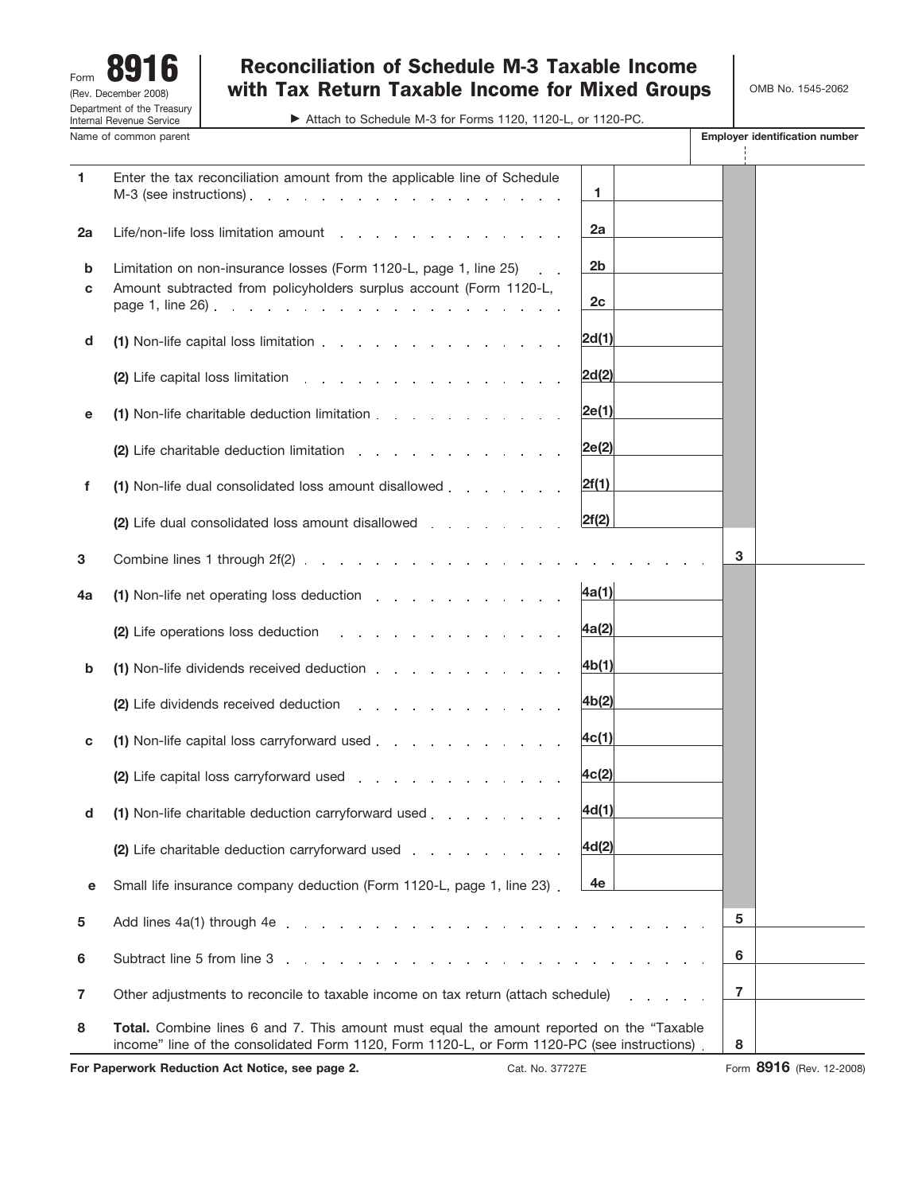Form **8916**
(Rev. December 2008)
Department of the Treasury
Internal Revenue Service

# Reconciliation of Schedule M-3 Taxable Income with Tax Return Taxable Income for Mixed Groups

▶ Attach to Schedule M-3 for Forms 1120, 1120-L, or 1120-PC.

OMB No. 1545-2062

| Name of common parent | **Employer identification number** |
|---|---|
| | |

| Line | Description | Line | Amount | Line | Amount |
|---|---|---|---|---|---|
| **1** | Enter the tax reconciliation amount from the applicable line of Schedule M-3 (see instructions) | 1 | | | |
| **2a** | Life/non-life loss limitation amount | 2a | | | |
| **b** | Limitation on non-insurance losses (Form 1120-L, page 1, line 25) | 2b | | | |
| **c** | Amount subtracted from policyholders surplus account (Form 1120-L, page 1, line 26) | 2c | | | |
| **d** | **(1)** Non-life capital loss limitation | 2d(1) | | | |
| | **(2)** Life capital loss limitation | 2d(2) | | | |
| **e** | **(1)** Non-life charitable deduction limitation | 2e(1) | | | |
| | **(2)** Life charitable deduction limitation | 2e(2) | | | |
| **f** | **(1)** Non-life dual consolidated loss amount disallowed | 2f(1) | | | |
| | **(2)** Life dual consolidated loss amount disallowed | 2f(2) | | | |
| **3** | Combine lines 1 through 2f(2) | | | 3 | |
| **4a** | **(1)** Non-life net operating loss deduction | 4a(1) | | | |
| | **(2)** Life operations loss deduction | 4a(2) | | | |
| **b** | **(1)** Non-life dividends received deduction | 4b(1) | | | |
| | **(2)** Life dividends received deduction | 4b(2) | | | |
| **c** | **(1)** Non-life capital loss carryforward used | 4c(1) | | | |
| | **(2)** Life capital loss carryforward used | 4c(2) | | | |
| **d** | **(1)** Non-life charitable deduction carryforward used | 4d(1) | | | |
| | **(2)** Life charitable deduction carryforward used | 4d(2) | | | |
| **e** | Small life insurance company deduction (Form 1120-L, page 1, line 23) | 4e | | | |
| **5** | Add lines 4a(1) through 4e | | | 5 | |
| **6** | Subtract line 5 from line 3 | | | 6 | |
| **7** | Other adjustments to reconcile to taxable income on tax return (attach schedule) | | | 7 | |
| **8** | **Total.** Combine lines 6 and 7. This amount must equal the amount reported on the "Taxable income" line of the consolidated Form 1120, Form 1120-L, or Form 1120-PC (see instructions) | | | 8 | |

**For Paperwork Reduction Act Notice, see page 2.** Cat. No. 37727E Form **8916** (Rev. 12-2008)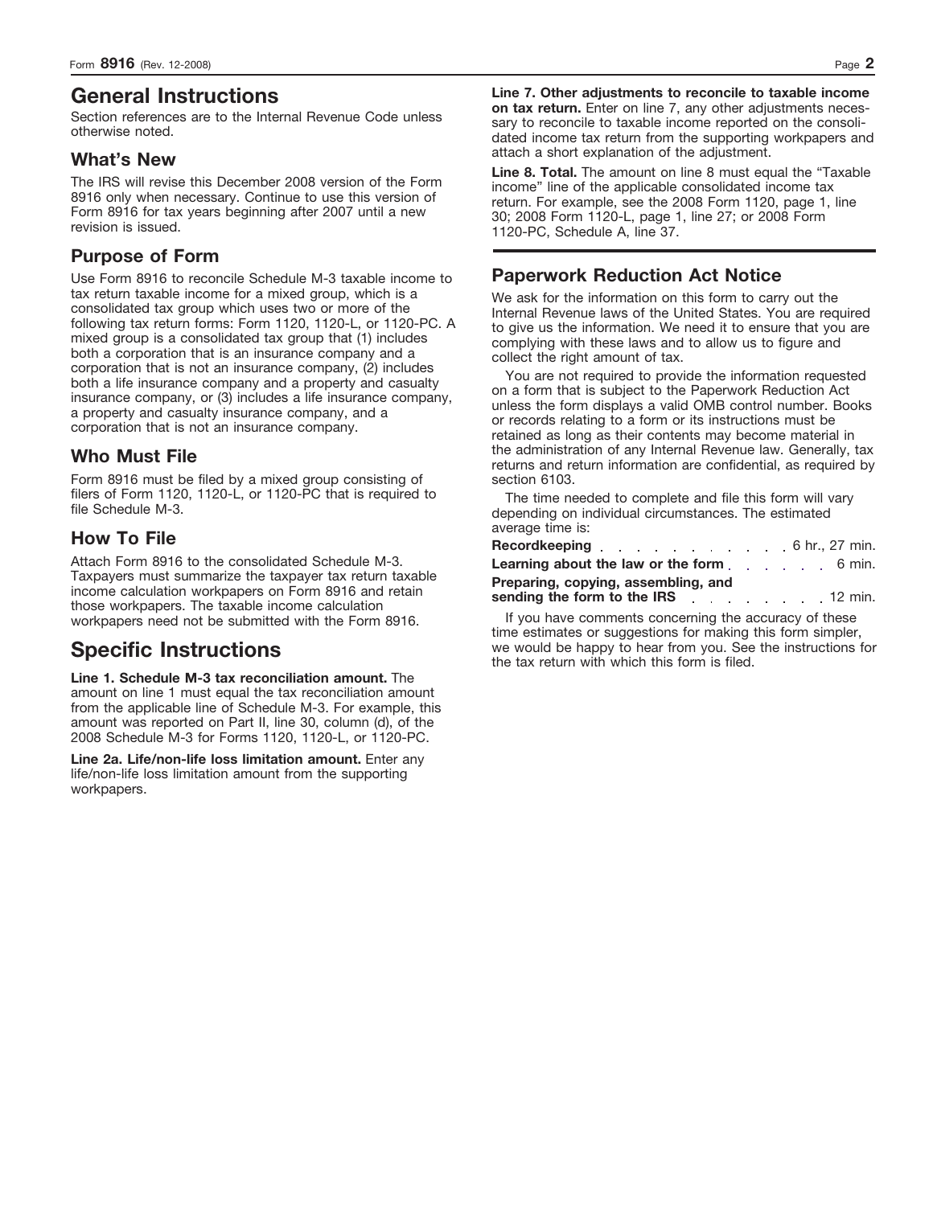# General Instructions

Section references are to the Internal Revenue Code unless otherwise noted.

## What's New

The IRS will revise this December 2008 version of the Form 8916 only when necessary. Continue to use this version of Form 8916 for tax years beginning after 2007 until a new revision is issued.

## Purpose of Form

Use Form 8916 to reconcile Schedule M-3 taxable income to tax return taxable income for a mixed group, which is a consolidated tax group which uses two or more of the following tax return forms: Form 1120, 1120-L, or 1120-PC. A mixed group is a consolidated tax group that (1) includes both a corporation that is an insurance company and a corporation that is not an insurance company, (2) includes both a life insurance company and a property and casualty insurance company, or (3) includes a life insurance company, a property and casualty insurance company, and a corporation that is not an insurance company.

## Who Must File

Form 8916 must be filed by a mixed group consisting of filers of Form 1120, 1120-L, or 1120-PC that is required to file Schedule M-3.

## How To File

Attach Form 8916 to the consolidated Schedule M-3. Taxpayers must summarize the taxpayer tax return taxable income calculation workpapers on Form 8916 and retain those workpapers. The taxable income calculation workpapers need not be submitted with the Form 8916.

# Specific Instructions

**Line 1. Schedule M-3 tax reconciliation amount.** The amount on line 1 must equal the tax reconciliation amount from the applicable line of Schedule M-3. For example, this amount was reported on Part II, line 30, column (d), of the 2008 Schedule M-3 for Forms 1120, 1120-L, or 1120-PC.

**Line 2a. Life/non-life loss limitation amount.** Enter any life/non-life loss limitation amount from the supporting workpapers.

**Line 7. Other adjustments to reconcile to taxable income on tax return.** Enter on line 7, any other adjustments necessary to reconcile to taxable income reported on the consolidated income tax return from the supporting workpapers and attach a short explanation of the adjustment.

**Line 8. Total.** The amount on line 8 must equal the "Taxable income" line of the applicable consolidated income tax return. For example, see the 2008 Form 1120, page 1, line 30; 2008 Form 1120-L, page 1, line 27; or 2008 Form 1120-PC, Schedule A, line 37.

## Paperwork Reduction Act Notice

We ask for the information on this form to carry out the Internal Revenue laws of the United States. You are required to give us the information. We need it to ensure that you are complying with these laws and to allow us to figure and collect the right amount of tax.

You are not required to provide the information requested on a form that is subject to the Paperwork Reduction Act unless the form displays a valid OMB control number. Books or records relating to a form or its instructions must be retained as long as their contents may become material in the administration of any Internal Revenue law. Generally, tax returns and return information are confidential, as required by section 6103.

The time needed to complete and file this form will vary depending on individual circumstances. The estimated average time is:

| | |
|---|---|
| **Recordkeeping** | 6 hr., 27 min. |
| **Learning about the law or the form** | 6 min. |
| **Preparing, copying, assembling, and sending the form to the IRS** | 12 min. |

If you have comments concerning the accuracy of these time estimates or suggestions for making this form simpler, we would be happy to hear from you. See the instructions for the tax return with which this form is filed.